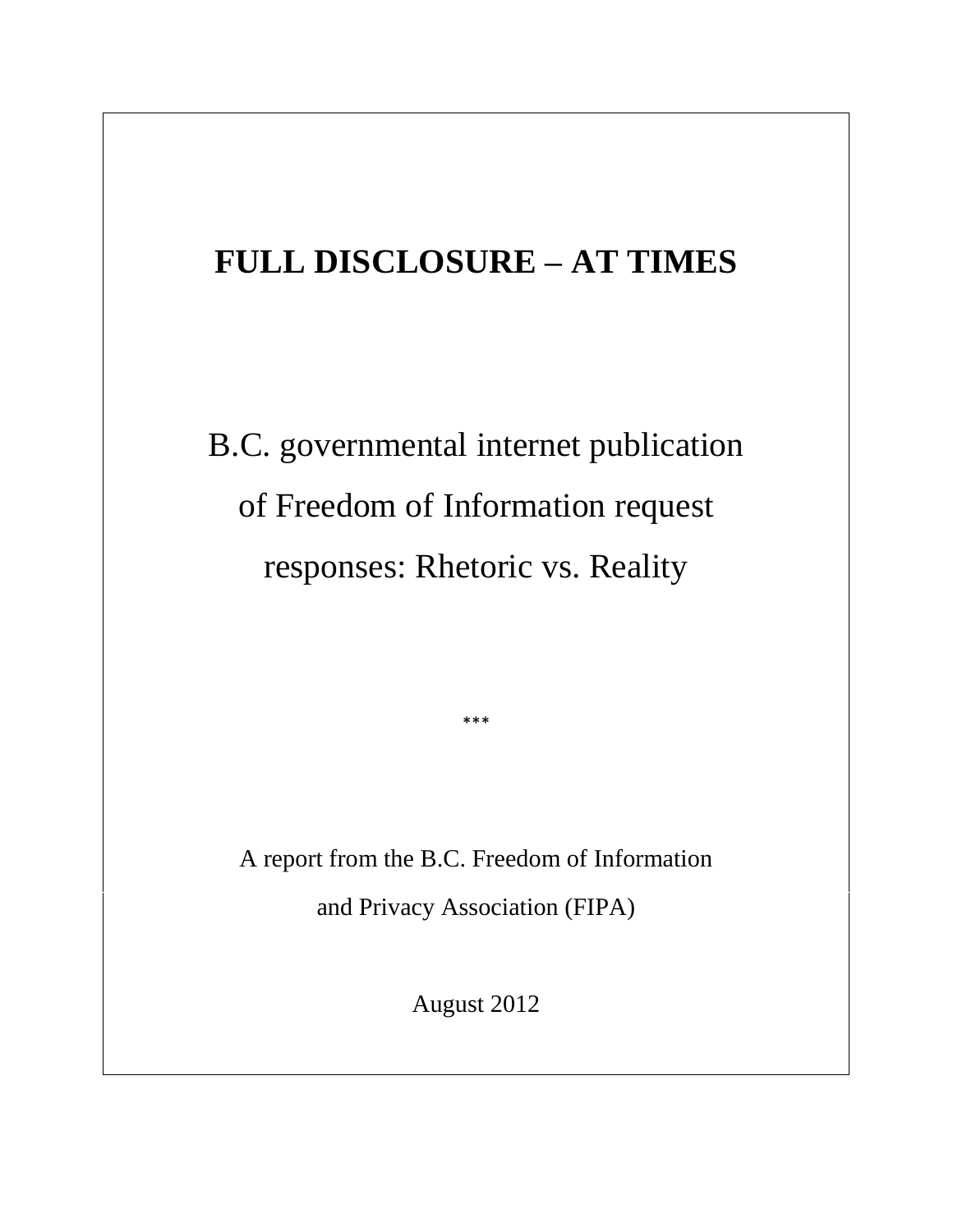# FULL DISCLOSURE – AT TIMES

## B.C. governmental internet publication of Freedom of Information request responses: Rhetoric vs. Reality

***

A report from the B.C. Freedom of Information and Privacy Association (FIPA)

August 2012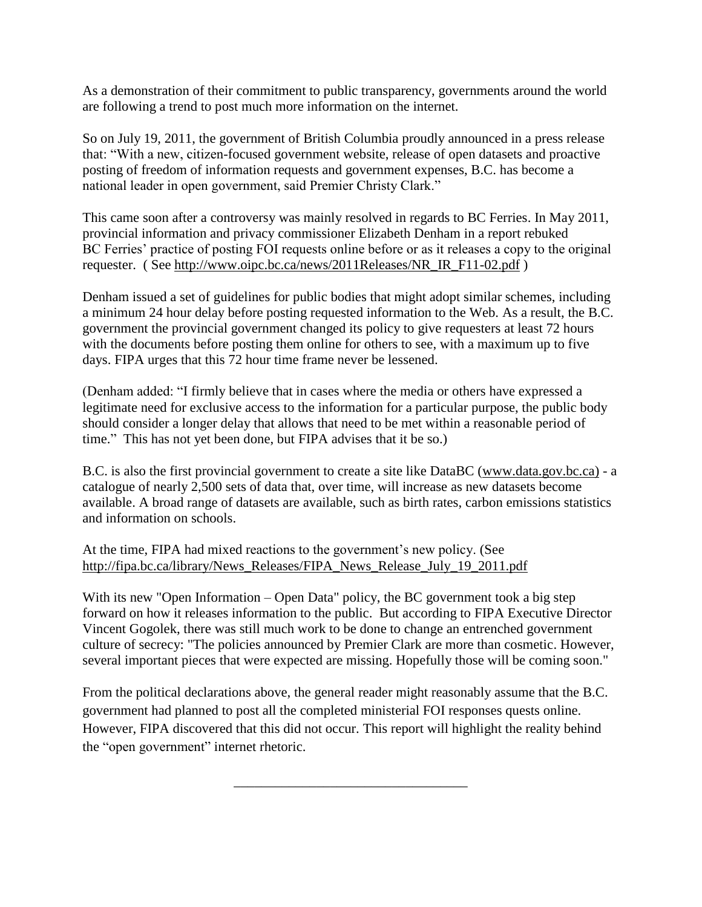As a demonstration of their commitment to public transparency, governments around the world are following a trend to post much more information on the internet.

So on July 19, 2011, the government of British Columbia proudly announced in a press release that: "With a new, citizen-focused government website, release of open datasets and proactive posting of freedom of information requests and government expenses, B.C. has become a national leader in open government, said Premier Christy Clark."

This came soon after a controversy was mainly resolved in regards to BC Ferries. In May 2011, provincial information and privacy commissioner Elizabeth Denham in a report rebuked BC Ferries' practice of posting FOI requests online before or as it releases a copy to the original requester. ( See http://www.oipc.bc.ca/news/2011Releases/NR_IR_F11-02.pdf )

Denham issued a set of guidelines for public bodies that might adopt similar schemes, including a minimum 24 hour delay before posting requested information to the Web. As a result, the B.C. government the provincial government changed its policy to give requesters at least 72 hours with the documents before posting them online for others to see, with a maximum up to five days. FIPA urges that this 72 hour time frame never be lessened.

(Denham added: "I firmly believe that in cases where the media or others have expressed a legitimate need for exclusive access to the information for a particular purpose, the public body should consider a longer delay that allows that need to be met within a reasonable period of time." This has not yet been done, but FIPA advises that it be so.)

B.C. is also the first provincial government to create a site like DataBC (www.data.gov.bc.ca) - a catalogue of nearly 2,500 sets of data that, over time, will increase as new datasets become available. A broad range of datasets are available, such as birth rates, carbon emissions statistics and information on schools.

At the time, FIPA had mixed reactions to the government's new policy. (See http://fipa.bc.ca/library/News_Releases/FIPA_News_Release_July_19_2011.pdf

With its new "Open Information – Open Data" policy, the BC government took a big step forward on how it releases information to the public. But according to FIPA Executive Director Vincent Gogolek, there was still much work to be done to change an entrenched government culture of secrecy: "The policies announced by Premier Clark are more than cosmetic. However, several important pieces that were expected are missing. Hopefully those will be coming soon."

From the political declarations above, the general reader might reasonably assume that the B.C. government had planned to post all the completed ministerial FOI responses quests online. However, FIPA discovered that this did not occur. This report will highlight the reality behind the "open government" internet rhetoric.

---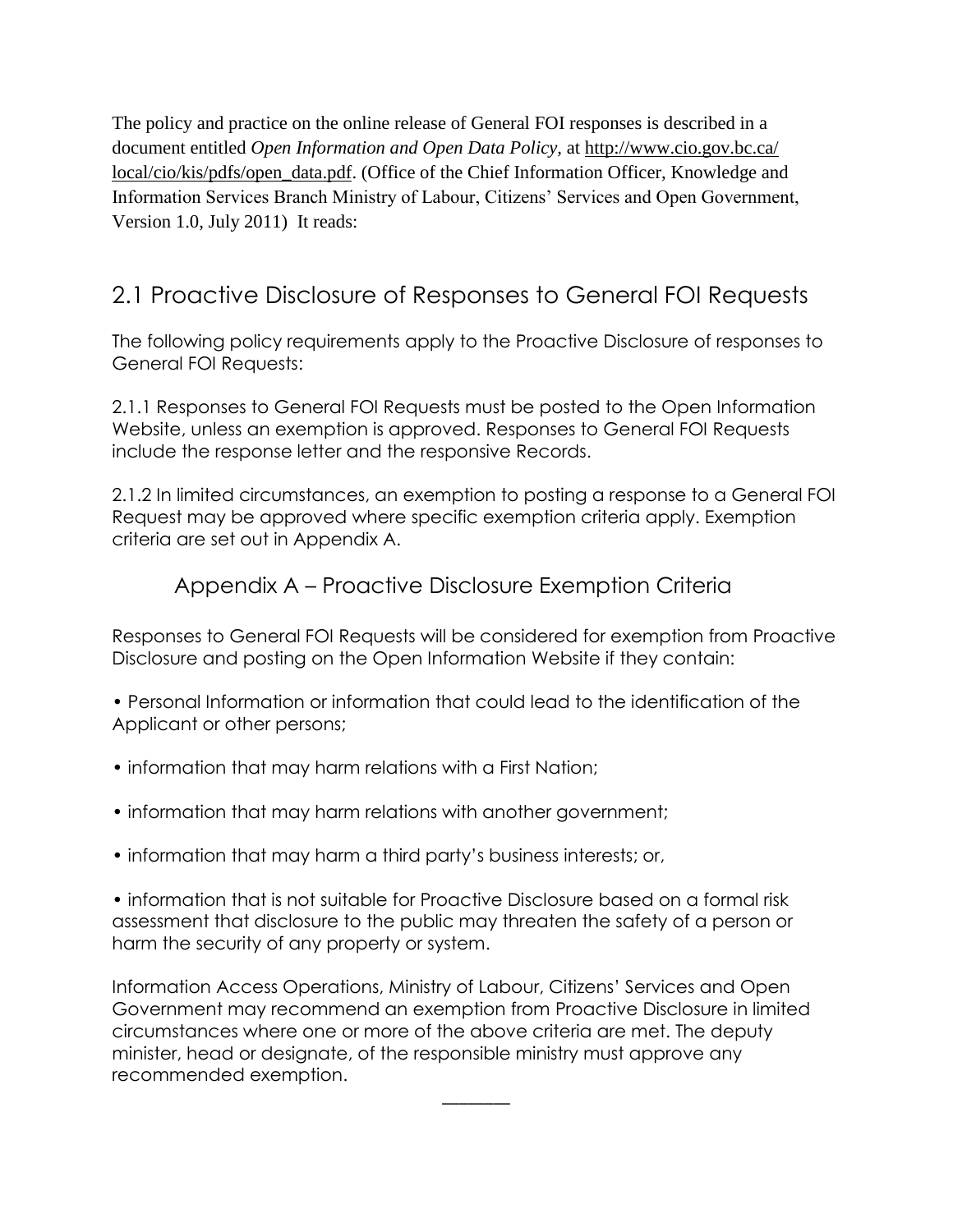The policy and practice on the online release of General FOI responses is described in a document entitled *Open Information and Open Data Policy,* at http://www.cio.gov.bc.ca/local/cio/kis/pdfs/open_data.pdf. (Office of the Chief Information Officer, Knowledge and Information Services Branch Ministry of Labour, Citizens' Services and Open Government, Version 1.0, July 2011) It reads:

## 2.1 Proactive Disclosure of Responses to General FOI Requests

The following policy requirements apply to the Proactive Disclosure of responses to General FOI Requests:

2.1.1 Responses to General FOI Requests must be posted to the Open Information Website, unless an exemption is approved. Responses to General FOI Requests include the response letter and the responsive Records.

2.1.2 In limited circumstances, an exemption to posting a response to a General FOI Request may be approved where specific exemption criteria apply. Exemption criteria are set out in Appendix A.

### Appendix A – Proactive Disclosure Exemption Criteria

Responses to General FOI Requests will be considered for exemption from Proactive Disclosure and posting on the Open Information Website if they contain:

- Personal Information or information that could lead to the identification of the Applicant or other persons;
- information that may harm relations with a First Nation;
- information that may harm relations with another government;
- information that may harm a third party's business interests; or,
- information that is not suitable for Proactive Disclosure based on a formal risk assessment that disclosure to the public may threaten the safety of a person or harm the security of any property or system.

Information Access Operations, Ministry of Labour, Citizens' Services and Open Government may recommend an exemption from Proactive Disclosure in limited circumstances where one or more of the above criteria are met. The deputy minister, head or designate, of the responsible ministry must approve any recommended exemption.

---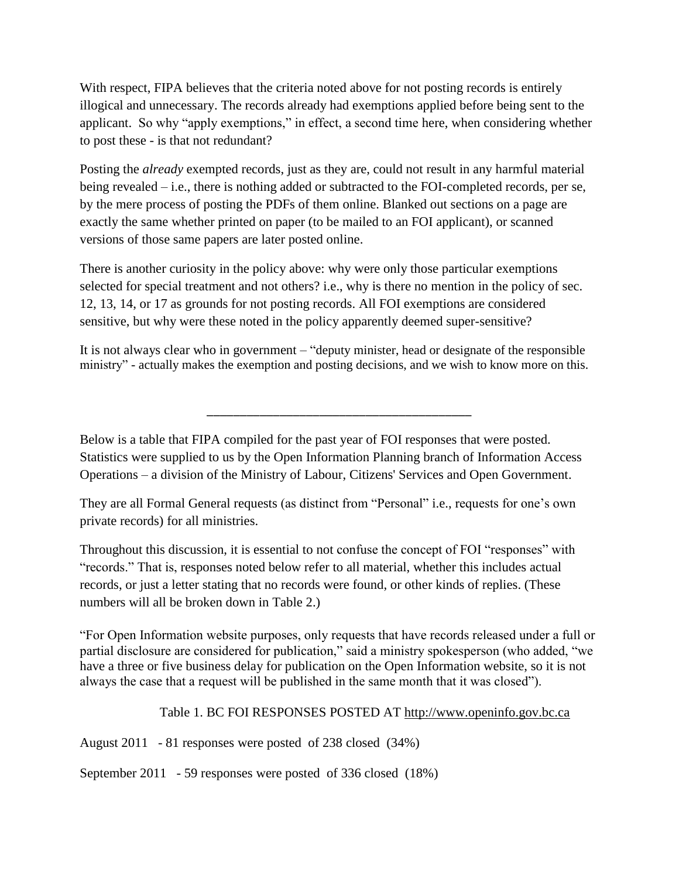With respect, FIPA believes that the criteria noted above for not posting records is entirely illogical and unnecessary. The records already had exemptions applied before being sent to the applicant. So why "apply exemptions," in effect, a second time here, when considering whether to post these - is that not redundant?

Posting the *already* exempted records, just as they are, could not result in any harmful material being revealed – i.e., there is nothing added or subtracted to the FOI-completed records, per se, by the mere process of posting the PDFs of them online. Blanked out sections on a page are exactly the same whether printed on paper (to be mailed to an FOI applicant), or scanned versions of those same papers are later posted online.

There is another curiosity in the policy above: why were only those particular exemptions selected for special treatment and not others? i.e., why is there no mention in the policy of sec. 12, 13, 14, or 17 as grounds for not posting records. All FOI exemptions are considered sensitive, but why were these noted in the policy apparently deemed super-sensitive?

It is not always clear who in government – "deputy minister, head or designate of the responsible ministry" - actually makes the exemption and posting decisions, and we wish to know more on this.

---

Below is a table that FIPA compiled for the past year of FOI responses that were posted. Statistics were supplied to us by the Open Information Planning branch of Information Access Operations – a division of the Ministry of Labour, Citizens' Services and Open Government.

They are all Formal General requests (as distinct from "Personal" i.e., requests for one's own private records) for all ministries.

Throughout this discussion, it is essential to not confuse the concept of FOI "responses" with "records." That is, responses noted below refer to all material, whether this includes actual records, or just a letter stating that no records were found, or other kinds of replies. (These numbers will all be broken down in Table 2.)

"For Open Information website purposes, only requests that have records released under a full or partial disclosure are considered for publication," said a ministry spokesperson (who added, "we have a three or five business delay for publication on the Open Information website, so it is not always the case that a request will be published in the same month that it was closed").

Table 1. BC FOI RESPONSES POSTED AT http://www.openinfo.gov.bc.ca

August 2011 - 81 responses were posted of 238 closed (34%)

September 2011 - 59 responses were posted of 336 closed (18%)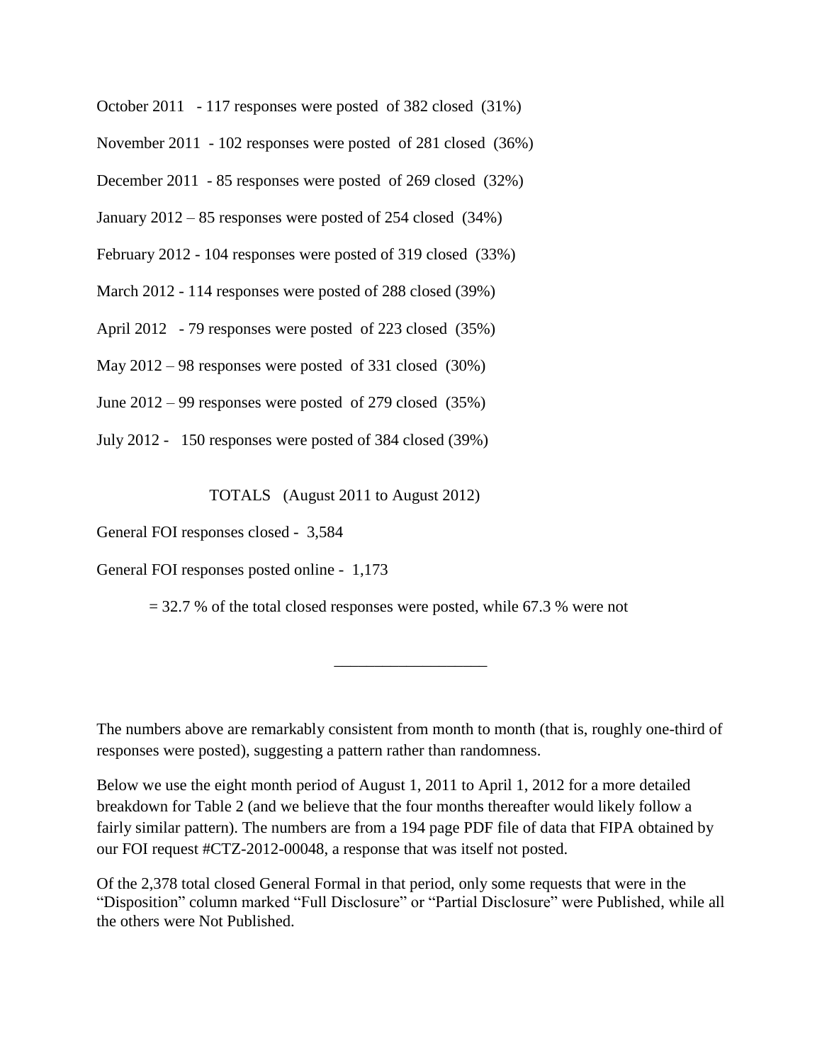October 2011 - 117 responses were posted of 382 closed (31%)

November 2011 - 102 responses were posted of 281 closed (36%)

December 2011 - 85 responses were posted of 269 closed (32%)

January 2012 – 85 responses were posted of 254 closed (34%)

February 2012 - 104 responses were posted of 319 closed (33%)

March 2012 - 114 responses were posted of 288 closed (39%)

April 2012 - 79 responses were posted of 223 closed (35%)

May 2012 – 98 responses were posted of 331 closed (30%)

June 2012 – 99 responses were posted of 279 closed (35%)

July 2012 - 150 responses were posted of 384 closed (39%)

TOTALS (August 2011 to August 2012)

General FOI responses closed - 3,584

General FOI responses posted online - 1,173

= 32.7 % of the total closed responses were posted, while 67.3 % were not

---

The numbers above are remarkably consistent from month to month (that is, roughly one-third of responses were posted), suggesting a pattern rather than randomness.

Below we use the eight month period of August 1, 2011 to April 1, 2012 for a more detailed breakdown for Table 2 (and we believe that the four months thereafter would likely follow a fairly similar pattern). The numbers are from a 194 page PDF file of data that FIPA obtained by our FOI request #CTZ-2012-00048, a response that was itself not posted.

Of the 2,378 total closed General Formal in that period, only some requests that were in the "Disposition" column marked "Full Disclosure" or "Partial Disclosure" were Published, while all the others were Not Published.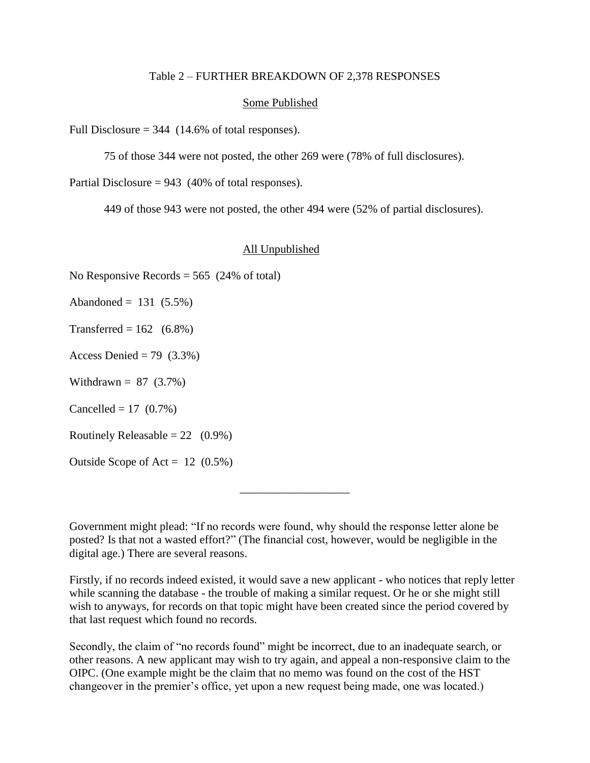Table 2 – FURTHER BREAKDOWN OF 2,378 RESPONSES

Some Published

Full Disclosure = 344 (14.6% of total responses).

> 75 of those 344 were not posted, the other 269 were (78% of full disclosures).

Partial Disclosure = 943 (40% of total responses).

> 449 of those 943 were not posted, the other 494 were (52% of partial disclosures).

All Unpublished

No Responsive Records = 565 (24% of total)

Abandoned = 131 (5.5%)

Transferred = 162 (6.8%)

Access Denied = 79 (3.3%)

Withdrawn = 87 (3.7%)

Cancelled = 17 (0.7%)

Routinely Releasable = 22 (0.9%)

Outside Scope of Act = 12 (0.5%)

---

Government might plead: "If no records were found, why should the response letter alone be posted? Is that not a wasted effort?" (The financial cost, however, would be negligible in the digital age.) There are several reasons.

Firstly, if no records indeed existed, it would save a new applicant - who notices that reply letter while scanning the database - the trouble of making a similar request. Or he or she might still wish to anyways, for records on that topic might have been created since the period covered by that last request which found no records.

Secondly, the claim of "no records found" might be incorrect, due to an inadequate search, or other reasons. A new applicant may wish to try again, and appeal a non-responsive claim to the OIPC. (One example might be the claim that no memo was found on the cost of the HST changeover in the premier's office, yet upon a new request being made, one was located.)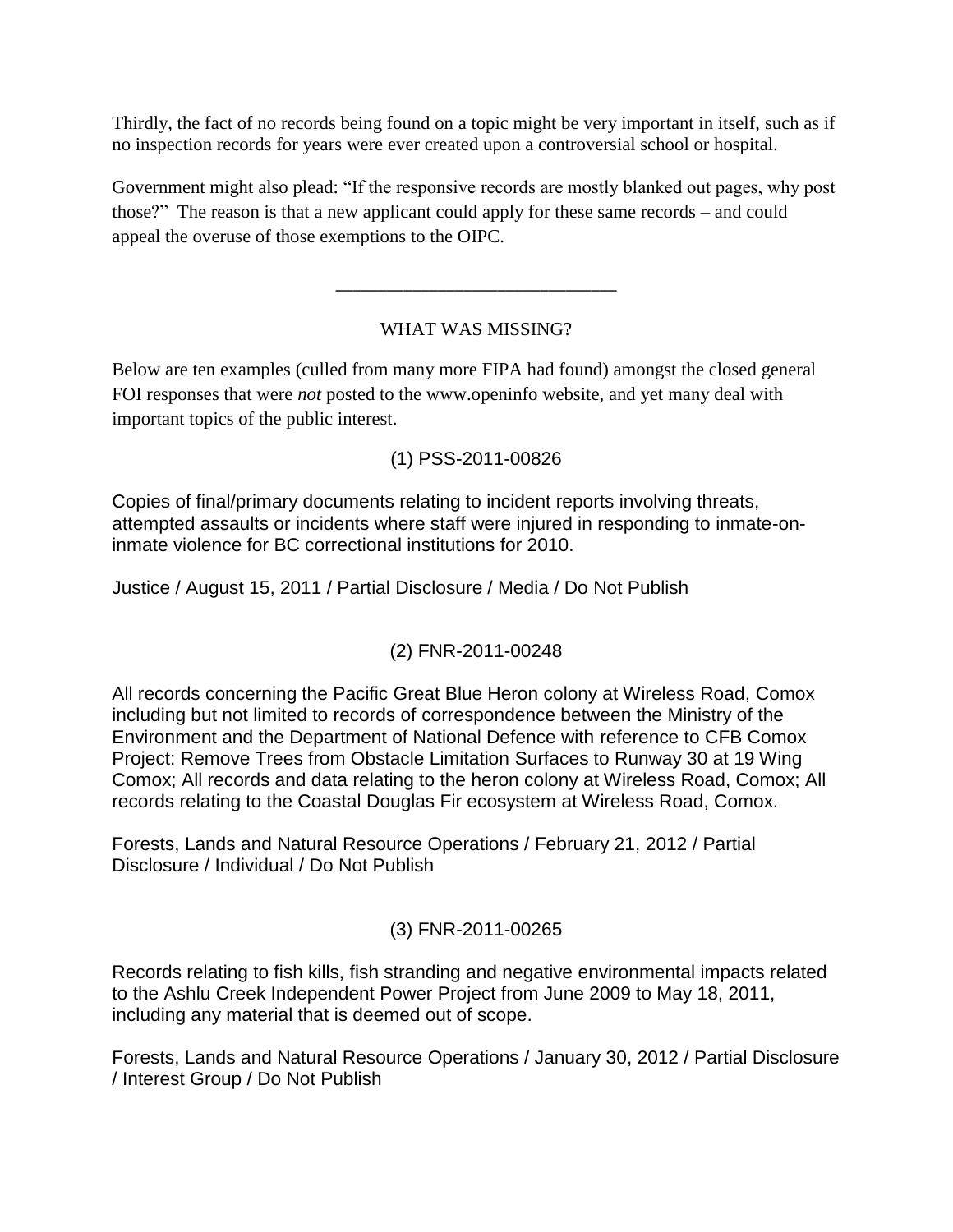Thirdly, the fact of no records being found on a topic might be very important in itself, such as if no inspection records for years were ever created upon a controversial school or hospital.

Government might also plead: "If the responsive records are mostly blanked out pages, why post those?" The reason is that a new applicant could apply for these same records – and could appeal the overuse of those exemptions to the OIPC.

---

WHAT WAS MISSING?

Below are ten examples (culled from many more FIPA had found) amongst the closed general FOI responses that were *not* posted to the www.openinfo website, and yet many deal with important topics of the public interest.

(1) PSS-2011-00826

Copies of final/primary documents relating to incident reports involving threats, attempted assaults or incidents where staff were injured in responding to inmate-on-inmate violence for BC correctional institutions for 2010.

Justice / August 15, 2011 / Partial Disclosure / Media / Do Not Publish

(2) FNR-2011-00248

All records concerning the Pacific Great Blue Heron colony at Wireless Road, Comox including but not limited to records of correspondence between the Ministry of the Environment and the Department of National Defence with reference to CFB Comox Project: Remove Trees from Obstacle Limitation Surfaces to Runway 30 at 19 Wing Comox; All records and data relating to the heron colony at Wireless Road, Comox; All records relating to the Coastal Douglas Fir ecosystem at Wireless Road, Comox.

Forests, Lands and Natural Resource Operations / February 21, 2012 / Partial Disclosure / Individual / Do Not Publish

(3) FNR-2011-00265

Records relating to fish kills, fish stranding and negative environmental impacts related to the Ashlu Creek Independent Power Project from June 2009 to May 18, 2011, including any material that is deemed out of scope.

Forests, Lands and Natural Resource Operations / January 30, 2012 / Partial Disclosure / Interest Group / Do Not Publish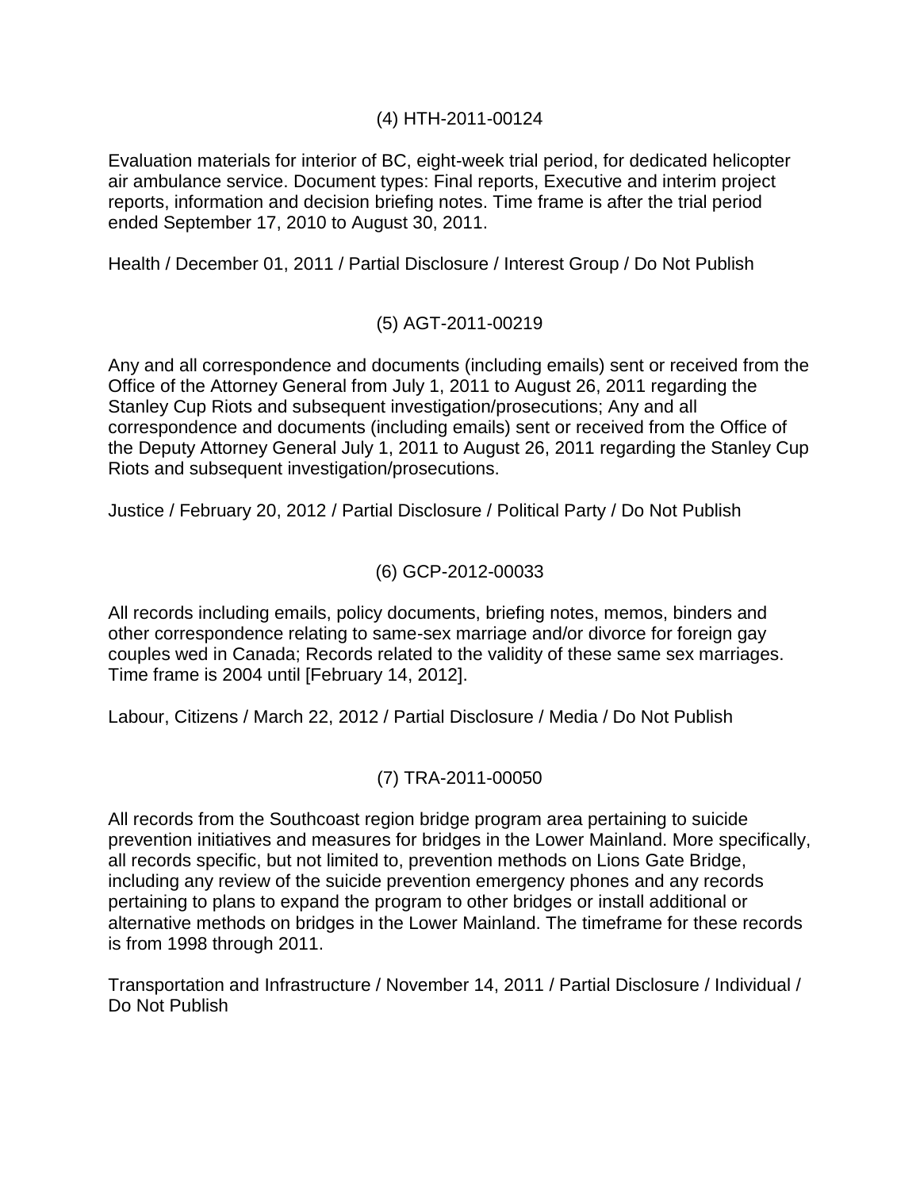(4) HTH-2011-00124

Evaluation materials for interior of BC, eight-week trial period, for dedicated helicopter air ambulance service. Document types: Final reports, Executive and interim project reports, information and decision briefing notes. Time frame is after the trial period ended September 17, 2010 to August 30, 2011.

Health / December 01, 2011 / Partial Disclosure / Interest Group / Do Not Publish

(5) AGT-2011-00219

Any and all correspondence and documents (including emails) sent or received from the Office of the Attorney General from July 1, 2011 to August 26, 2011 regarding the Stanley Cup Riots and subsequent investigation/prosecutions; Any and all correspondence and documents (including emails) sent or received from the Office of the Deputy Attorney General July 1, 2011 to August 26, 2011 regarding the Stanley Cup Riots and subsequent investigation/prosecutions.

Justice / February 20, 2012 / Partial Disclosure / Political Party / Do Not Publish

(6) GCP-2012-00033

All records including emails, policy documents, briefing notes, memos, binders and other correspondence relating to same-sex marriage and/or divorce for foreign gay couples wed in Canada; Records related to the validity of these same sex marriages. Time frame is 2004 until [February 14, 2012].

Labour, Citizens / March 22, 2012 / Partial Disclosure / Media / Do Not Publish

(7) TRA-2011-00050

All records from the Southcoast region bridge program area pertaining to suicide prevention initiatives and measures for bridges in the Lower Mainland. More specifically, all records specific, but not limited to, prevention methods on Lions Gate Bridge, including any review of the suicide prevention emergency phones and any records pertaining to plans to expand the program to other bridges or install additional or alternative methods on bridges in the Lower Mainland. The timeframe for these records is from 1998 through 2011.

Transportation and Infrastructure / November 14, 2011 / Partial Disclosure / Individual / Do Not Publish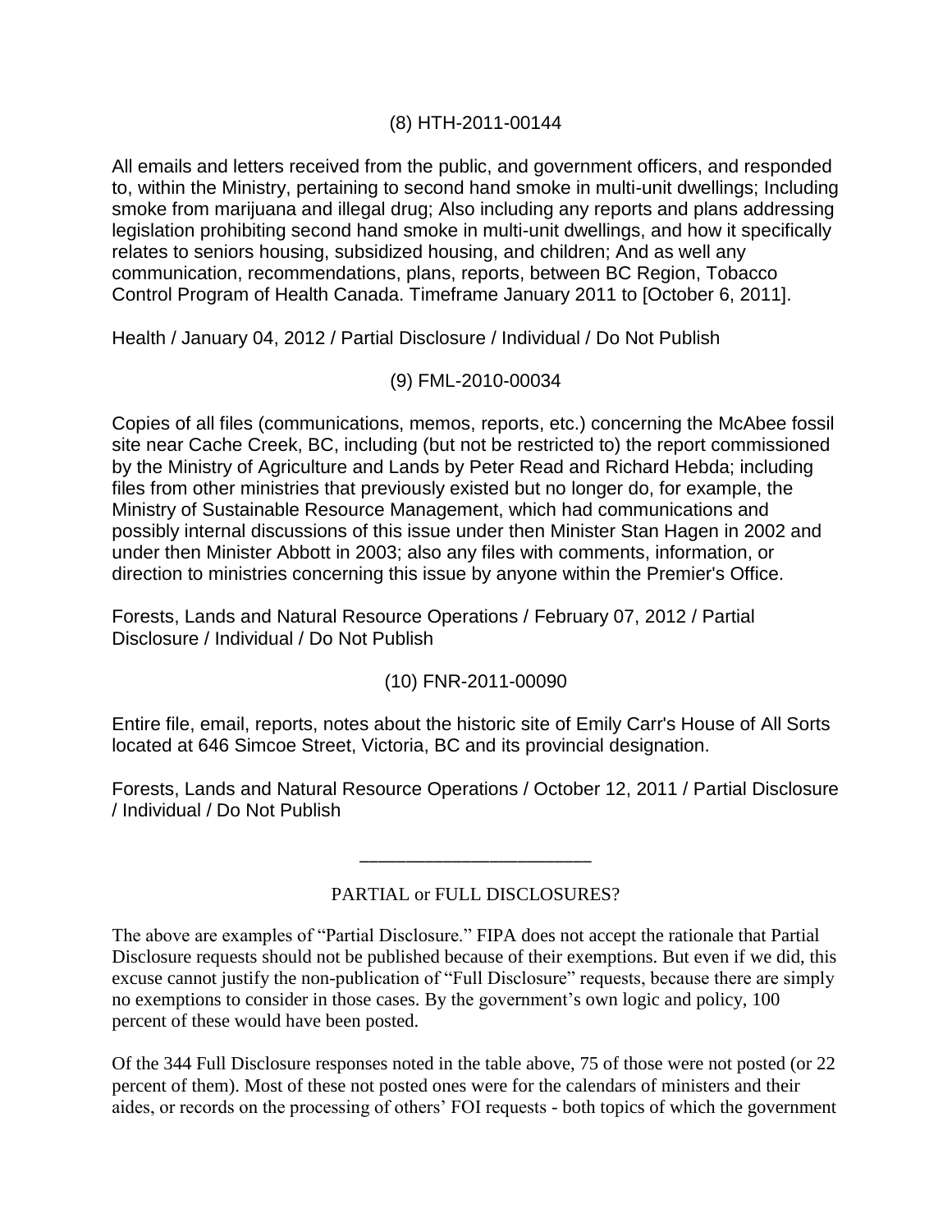(8) HTH-2011-00144

All emails and letters received from the public, and government officers, and responded to, within the Ministry, pertaining to second hand smoke in multi-unit dwellings; Including smoke from marijuana and illegal drug; Also including any reports and plans addressing legislation prohibiting second hand smoke in multi-unit dwellings, and how it specifically relates to seniors housing, subsidized housing, and children; And as well any communication, recommendations, plans, reports, between BC Region, Tobacco Control Program of Health Canada. Timeframe January 2011 to [October 6, 2011].

Health / January 04, 2012 / Partial Disclosure / Individual / Do Not Publish

(9) FML-2010-00034

Copies of all files (communications, memos, reports, etc.) concerning the McAbee fossil site near Cache Creek, BC, including (but not be restricted to) the report commissioned by the Ministry of Agriculture and Lands by Peter Read and Richard Hebda; including files from other ministries that previously existed but no longer do, for example, the Ministry of Sustainable Resource Management, which had communications and possibly internal discussions of this issue under then Minister Stan Hagen in 2002 and under then Minister Abbott in 2003; also any files with comments, information, or direction to ministries concerning this issue by anyone within the Premier's Office.

Forests, Lands and Natural Resource Operations / February 07, 2012 / Partial Disclosure / Individual / Do Not Publish

(10) FNR-2011-00090

Entire file, email, reports, notes about the historic site of Emily Carr's House of All Sorts located at 646 Simcoe Street, Victoria, BC and its provincial designation.

Forests, Lands and Natural Resource Operations / October 12, 2011 / Partial Disclosure / Individual / Do Not Publish

---

PARTIAL or FULL DISCLOSURES?

The above are examples of "Partial Disclosure." FIPA does not accept the rationale that Partial Disclosure requests should not be published because of their exemptions. But even if we did, this excuse cannot justify the non-publication of "Full Disclosure" requests, because there are simply no exemptions to consider in those cases. By the government's own logic and policy, 100 percent of these would have been posted.

Of the 344 Full Disclosure responses noted in the table above, 75 of those were not posted (or 22 percent of them). Most of these not posted ones were for the calendars of ministers and their aides, or records on the processing of others' FOI requests - both topics of which the government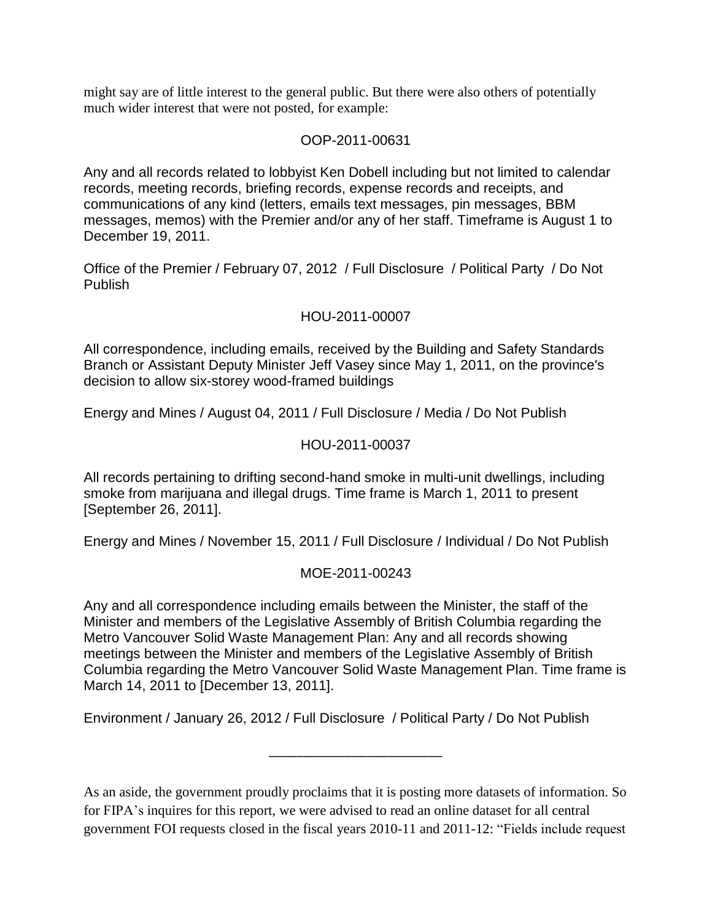might say are of little interest to the general public. But there were also others of potentially much wider interest that were not posted, for example:

OOP-2011-00631

Any and all records related to lobbyist Ken Dobell including but not limited to calendar records, meeting records, briefing records, expense records and receipts, and communications of any kind (letters, emails text messages, pin messages, BBM messages, memos) with the Premier and/or any of her staff. Timeframe is August 1 to December 19, 2011.

Office of the Premier / February 07, 2012 / Full Disclosure / Political Party / Do Not Publish

HOU-2011-00007

All correspondence, including emails, received by the Building and Safety Standards Branch or Assistant Deputy Minister Jeff Vasey since May 1, 2011, on the province's decision to allow six-storey wood-framed buildings

Energy and Mines / August 04, 2011 / Full Disclosure / Media / Do Not Publish

HOU-2011-00037

All records pertaining to drifting second-hand smoke in multi-unit dwellings, including smoke from marijuana and illegal drugs. Time frame is March 1, 2011 to present [September 26, 2011].

Energy and Mines / November 15, 2011 / Full Disclosure / Individual / Do Not Publish

MOE-2011-00243

Any and all correspondence including emails between the Minister, the staff of the Minister and members of the Legislative Assembly of British Columbia regarding the Metro Vancouver Solid Waste Management Plan: Any and all records showing meetings between the Minister and members of the Legislative Assembly of British Columbia regarding the Metro Vancouver Solid Waste Management Plan. Time frame is March 14, 2011 to [December 13, 2011].

Environment / January 26, 2012 / Full Disclosure / Political Party / Do Not Publish

______________________

As an aside, the government proudly proclaims that it is posting more datasets of information. So for FIPA's inquires for this report, we were advised to read an online dataset for all central government FOI requests closed in the fiscal years 2010-11 and 2011-12: "Fields include request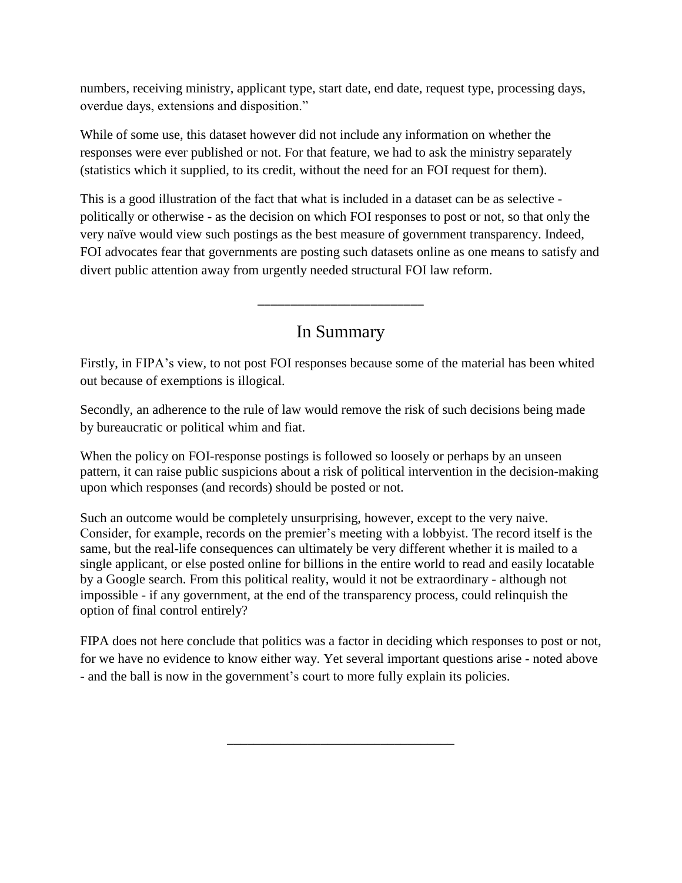numbers, receiving ministry, applicant type, start date, end date, request type, processing days, overdue days, extensions and disposition."

While of some use, this dataset however did not include any information on whether the responses were ever published or not. For that feature, we had to ask the ministry separately (statistics which it supplied, to its credit, without the need for an FOI request for them).

This is a good illustration of the fact that what is included in a dataset can be as selective - politically or otherwise - as the decision on which FOI responses to post or not, so that only the very naïve would view such postings as the best measure of government transparency. Indeed, FOI advocates fear that governments are posting such datasets online as one means to satisfy and divert public attention away from urgently needed structural FOI law reform.

---

## In Summary

Firstly, in FIPA's view, to not post FOI responses because some of the material has been whited out because of exemptions is illogical.

Secondly, an adherence to the rule of law would remove the risk of such decisions being made by bureaucratic or political whim and fiat.

When the policy on FOI-response postings is followed so loosely or perhaps by an unseen pattern, it can raise public suspicions about a risk of political intervention in the decision-making upon which responses (and records) should be posted or not.

Such an outcome would be completely unsurprising, however, except to the very naive. Consider, for example, records on the premier's meeting with a lobbyist. The record itself is the same, but the real-life consequences can ultimately be very different whether it is mailed to a single applicant, or else posted online for billions in the entire world to read and easily locatable by a Google search. From this political reality, would it not be extraordinary - although not impossible - if any government, at the end of the transparency process, could relinquish the option of final control entirely?

FIPA does not here conclude that politics was a factor in deciding which responses to post or not, for we have no evidence to know either way. Yet several important questions arise - noted above - and the ball is now in the government's court to more fully explain its policies.

---